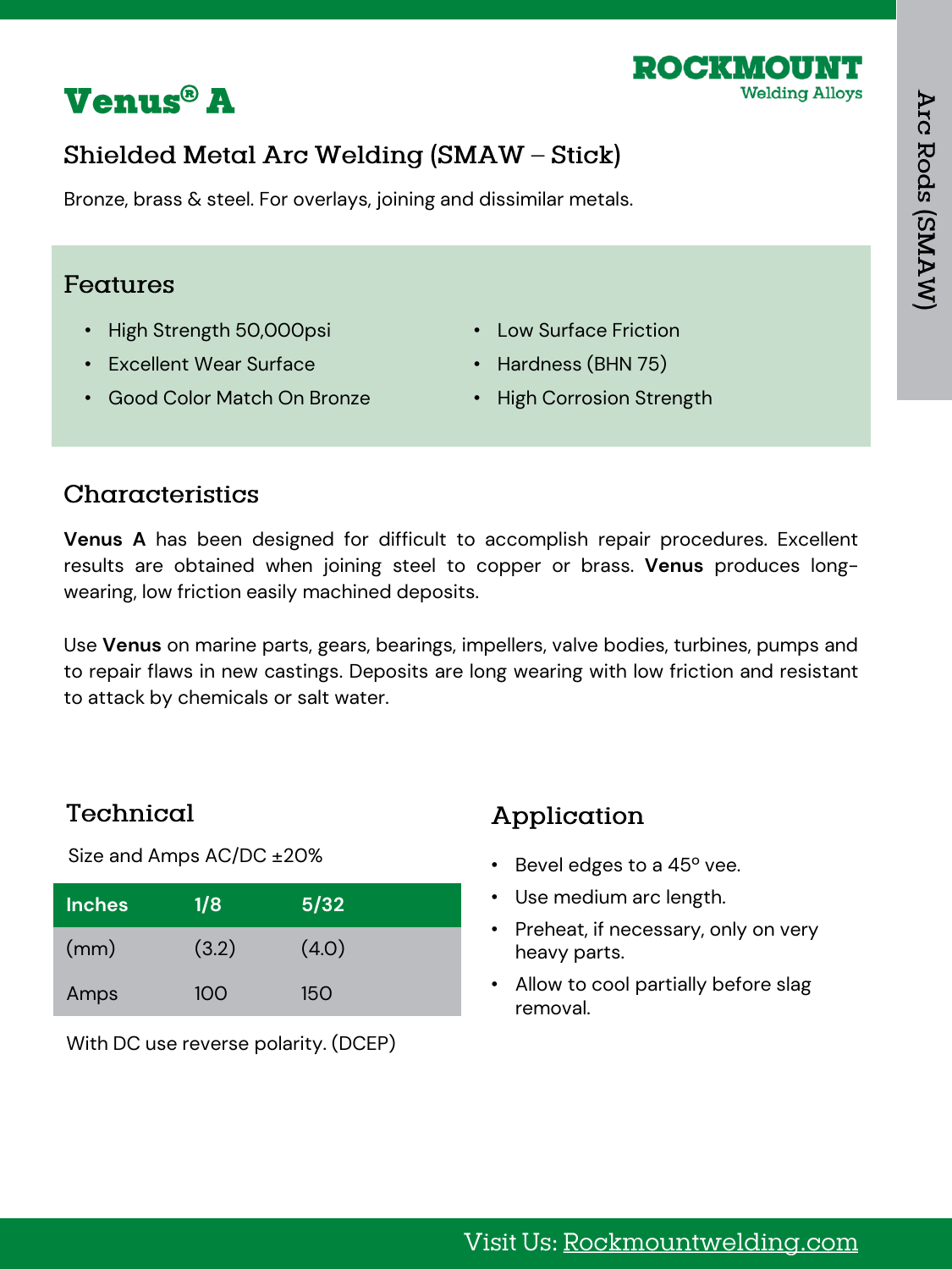# Venus® A

ROCKMOUNT
Welding Alloys

## Shielded Metal Arc Welding (SMAW – Stick)

Bronze, brass & steel. For overlays, joining and dissimilar metals.

### Features

- High Strength 50,000psi
- Excellent Wear Surface
- Good Color Match On Bronze
- Low Surface Friction
- Hardness (BHN 75)
- High Corrosion Strength

### Characteristics

**Venus A** has been designed for difficult to accomplish repair procedures. Excellent results are obtained when joining steel to copper or brass. **Venus** produces long-wearing, low friction easily machined deposits.

Use **Venus** on marine parts, gears, bearings, impellers, valve bodies, turbines, pumps and to repair flaws in new castings. Deposits are long wearing with low friction and resistant to attack by chemicals or salt water.

### Technical

Size and Amps AC/DC ±20%

| Inches | 1/8 | 5/32 |
|---|---|---|
| (mm) | (3.2) | (4.0) |
| Amps | 100 | 150 |

With DC use reverse polarity. (DCEP)

### Application

- Bevel edges to a 45° vee.
- Use medium arc length.
- Preheat, if necessary, only on very heavy parts.
- Allow to cool partially before slag removal.

Visit Us: Rockmountwelding.com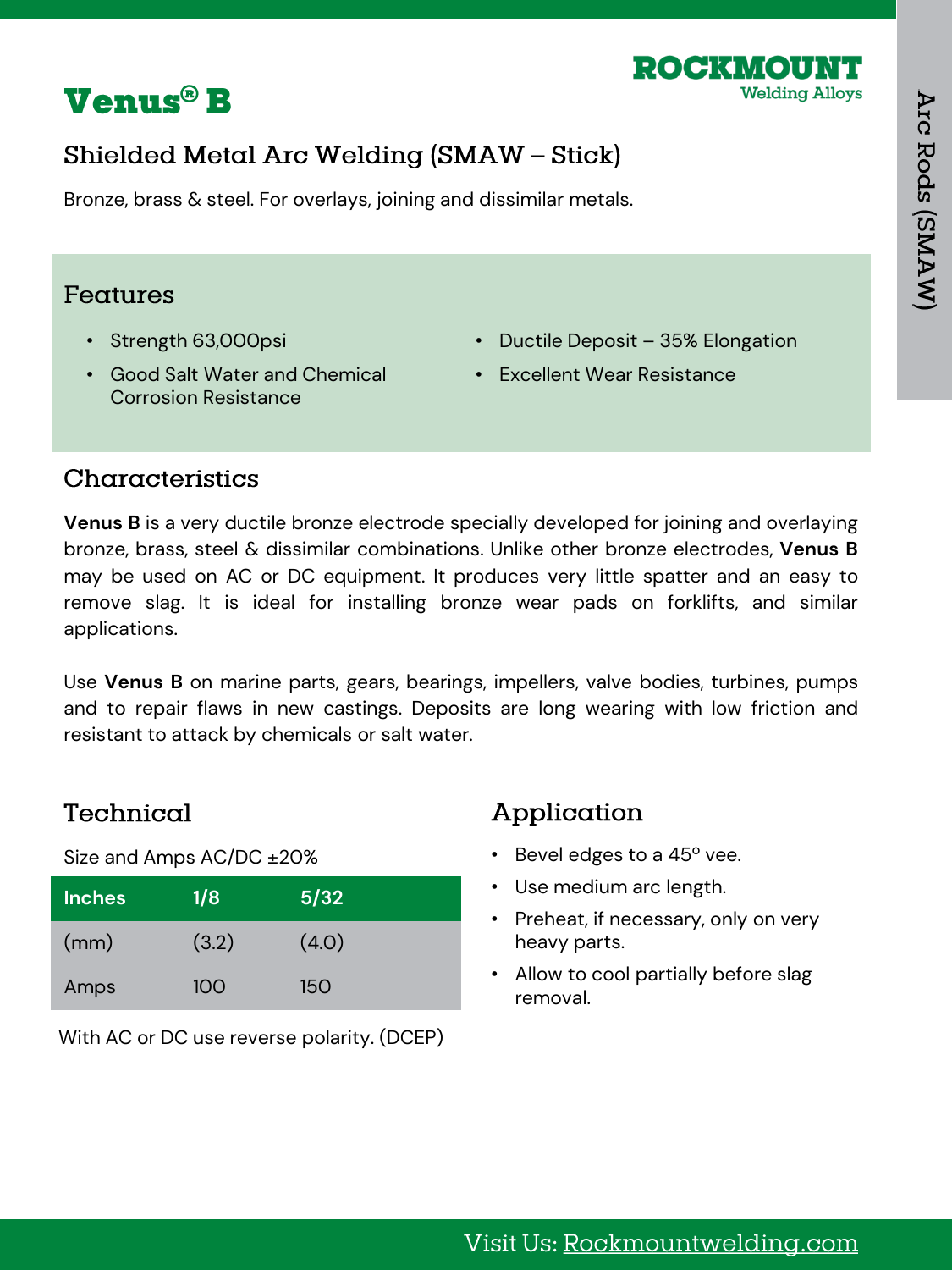# Venus® B

ROCKMOUNT Welding Alloys

Arc Rods (SMAW)

## Shielded Metal Arc Welding (SMAW – Stick)

Bronze, brass & steel. For overlays, joining and dissimilar metals.

## Features

- Strength 63,000psi
- Good Salt Water and Chemical Corrosion Resistance
- Ductile Deposit – 35% Elongation
- Excellent Wear Resistance

## Characteristics

**Venus B** is a very ductile bronze electrode specially developed for joining and overlaying bronze, brass, steel & dissimilar combinations. Unlike other bronze electrodes, **Venus B** may be used on AC or DC equipment. It produces very little spatter and an easy to remove slag. It is ideal for installing bronze wear pads on forklifts, and similar applications.

Use **Venus B** on marine parts, gears, bearings, impellers, valve bodies, turbines, pumps and to repair flaws in new castings. Deposits are long wearing with low friction and resistant to attack by chemicals or salt water.

## Technical

Size and Amps AC/DC ±20%

| Inches | 1/8 | 5/32 |
|---|---|---|
| (mm) | (3.2) | (4.0) |
| Amps | 100 | 150 |

With AC or DC use reverse polarity. (DCEP)

## Application

- Bevel edges to a 45° vee.
- Use medium arc length.
- Preheat, if necessary, only on very heavy parts.
- Allow to cool partially before slag removal.

Visit Us: Rockmountwelding.com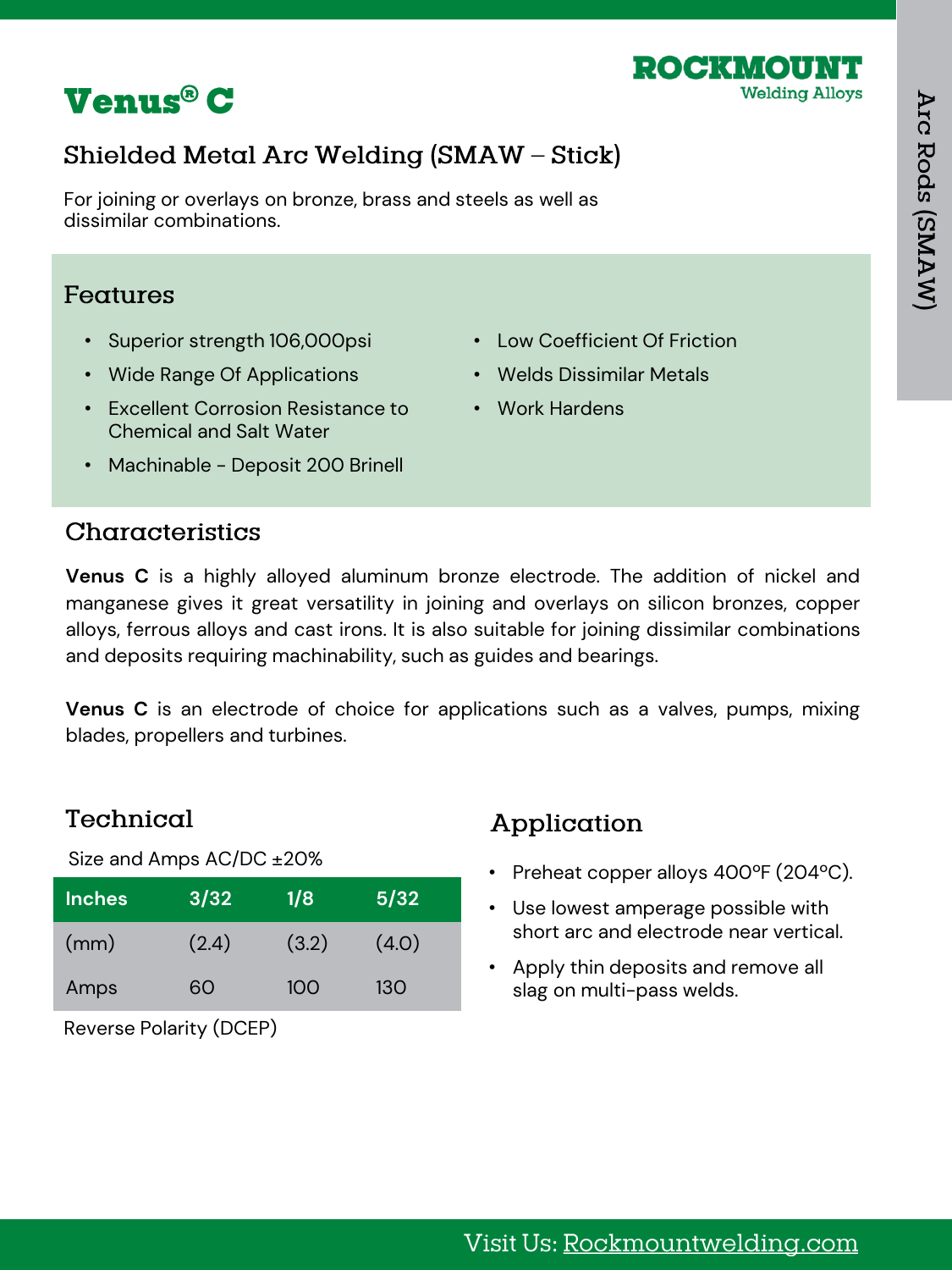# Venus® C

ROCKMOUNT Welding Alloys

## Shielded Metal Arc Welding (SMAW – Stick)

For joining or overlays on bronze, brass and steels as well as dissimilar combinations.

### Features

- Superior strength 106,000psi
- Wide Range Of Applications
- Excellent Corrosion Resistance to Chemical and Salt Water
- Machinable - Deposit 200 Brinell
- Low Coefficient Of Friction
- Welds Dissimilar Metals
- Work Hardens

### Characteristics

**Venus C** is a highly alloyed aluminum bronze electrode. The addition of nickel and manganese gives it great versatility in joining and overlays on silicon bronzes, copper alloys, ferrous alloys and cast irons. It is also suitable for joining dissimilar combinations and deposits requiring machinability, such as guides and bearings.

**Venus C** is an electrode of choice for applications such as a valves, pumps, mixing blades, propellers and turbines.

### Technical

Size and Amps AC/DC ±20%

| Inches | 3/32 | 1/8 | 5/32 |
|---|---|---|---|
| (mm) | (2.4) | (3.2) | (4.0) |
| Amps | 60 | 100 | 130 |

Reverse Polarity (DCEP)

### Application

- Preheat copper alloys 400ºF (204ºC).
- Use lowest amperage possible with short arc and electrode near vertical.
- Apply thin deposits and remove all slag on multi-pass welds.